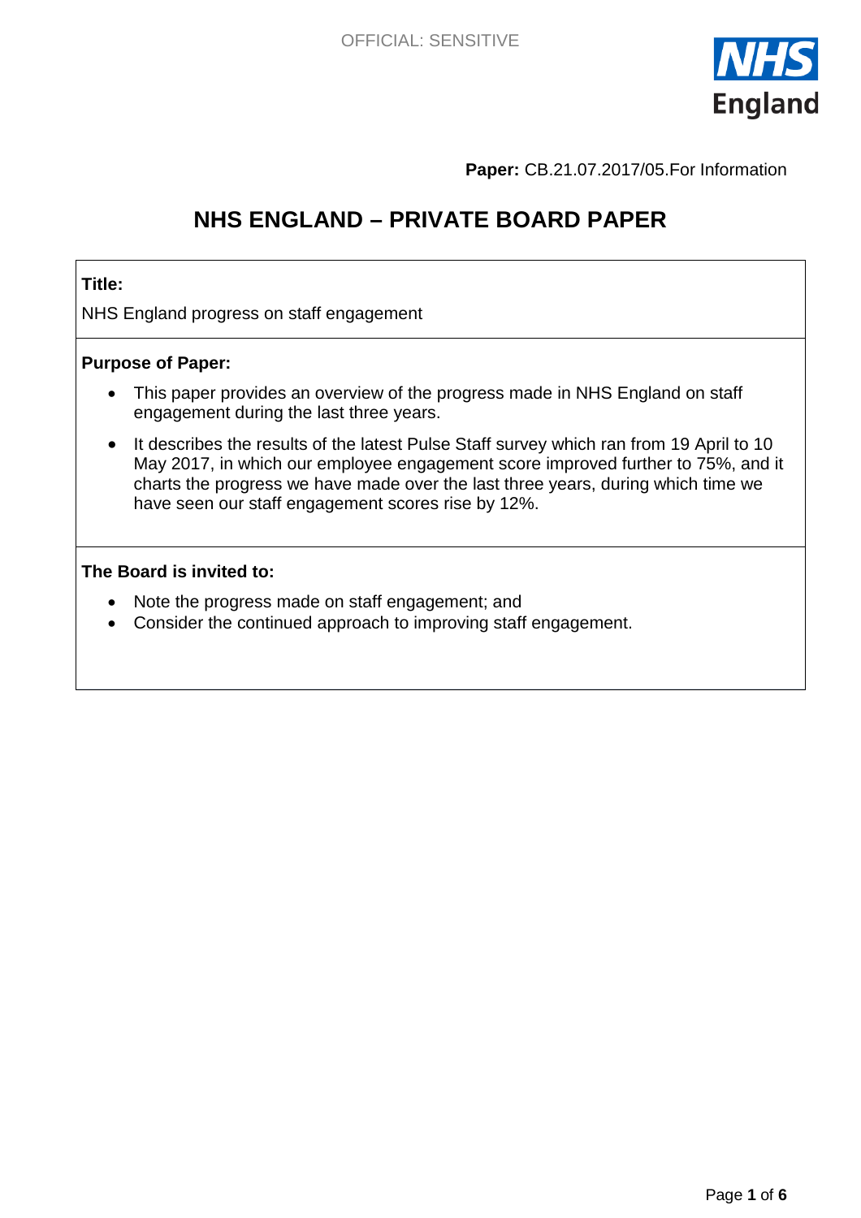OFFICIAL: SENSITIVE

**Paper:** CB.21.07.2017/05.For Information

# NHS ENGLAND – PRIVATE BOARD PAPER

**Title:**

NHS England progress on staff engagement

**Purpose of Paper:**

- This paper provides an overview of the progress made in NHS England on staff engagement during the last three years.
- It describes the results of the latest Pulse Staff survey which ran from 19 April to 10 May 2017, in which our employee engagement score improved further to 75%, and it charts the progress we have made over the last three years, during which time we have seen our staff engagement scores rise by 12%.

**The Board is invited to:**

- Note the progress made on staff engagement; and
- Consider the continued approach to improving staff engagement.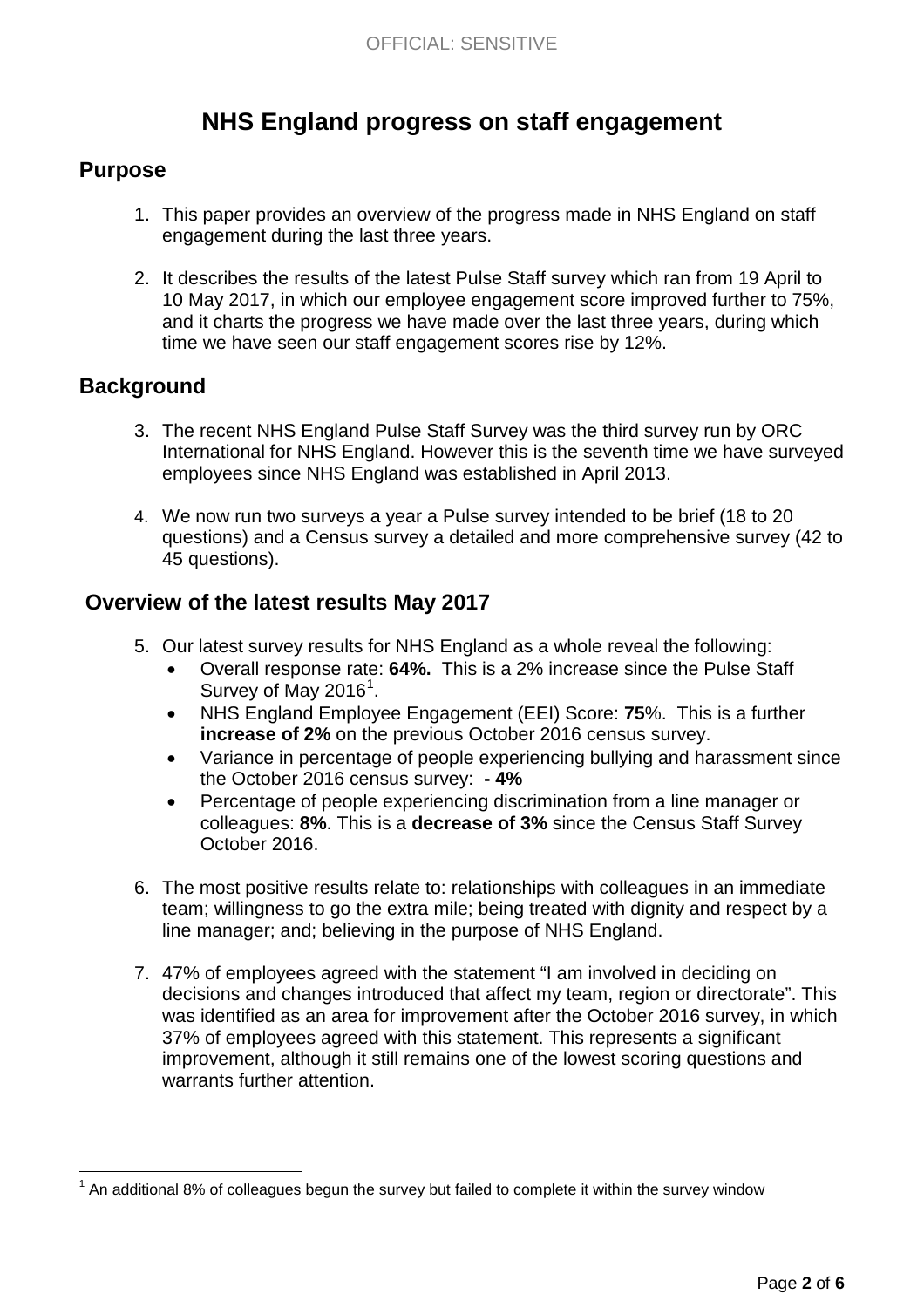# NHS England progress on staff engagement

## Purpose

1. This paper provides an overview of the progress made in NHS England on staff engagement during the last three years.

2. It describes the results of the latest Pulse Staff survey which ran from 19 April to 10 May 2017, in which our employee engagement score improved further to 75%, and it charts the progress we have made over the last three years, during which time we have seen our staff engagement scores rise by 12%.

## Background

3. The recent NHS England Pulse Staff Survey was the third survey run by ORC International for NHS England. However this is the seventh time we have surveyed employees since NHS England was established in April 2013.

4. We now run two surveys a year a Pulse survey intended to be brief (18 to 20 questions) and a Census survey a detailed and more comprehensive survey (42 to 45 questions).

## Overview of the latest results May 2017

5. Our latest survey results for NHS England as a whole reveal the following:
   - Overall response rate: **64%.** This is a 2% increase since the Pulse Staff Survey of May 2016[1].
   - NHS England Employee Engagement (EEI) Score: **75**%. This is a further **increase of 2%** on the previous October 2016 census survey.
   - Variance in percentage of people experiencing bullying and harassment since the October 2016 census survey: **- 4%**
   - Percentage of people experiencing discrimination from a line manager or colleagues: **8%**. This is a **decrease of 3%** since the Census Staff Survey October 2016.

6. The most positive results relate to: relationships with colleagues in an immediate team; willingness to go the extra mile; being treated with dignity and respect by a line manager; and; believing in the purpose of NHS England.

7. 47% of employees agreed with the statement "I am involved in deciding on decisions and changes introduced that affect my team, region or directorate". This was identified as an area for improvement after the October 2016 survey, in which 37% of employees agreed with this statement. This represents a significant improvement, although it still remains one of the lowest scoring questions and warrants further attention.

[1] An additional 8% of colleagues begun the survey but failed to complete it within the survey window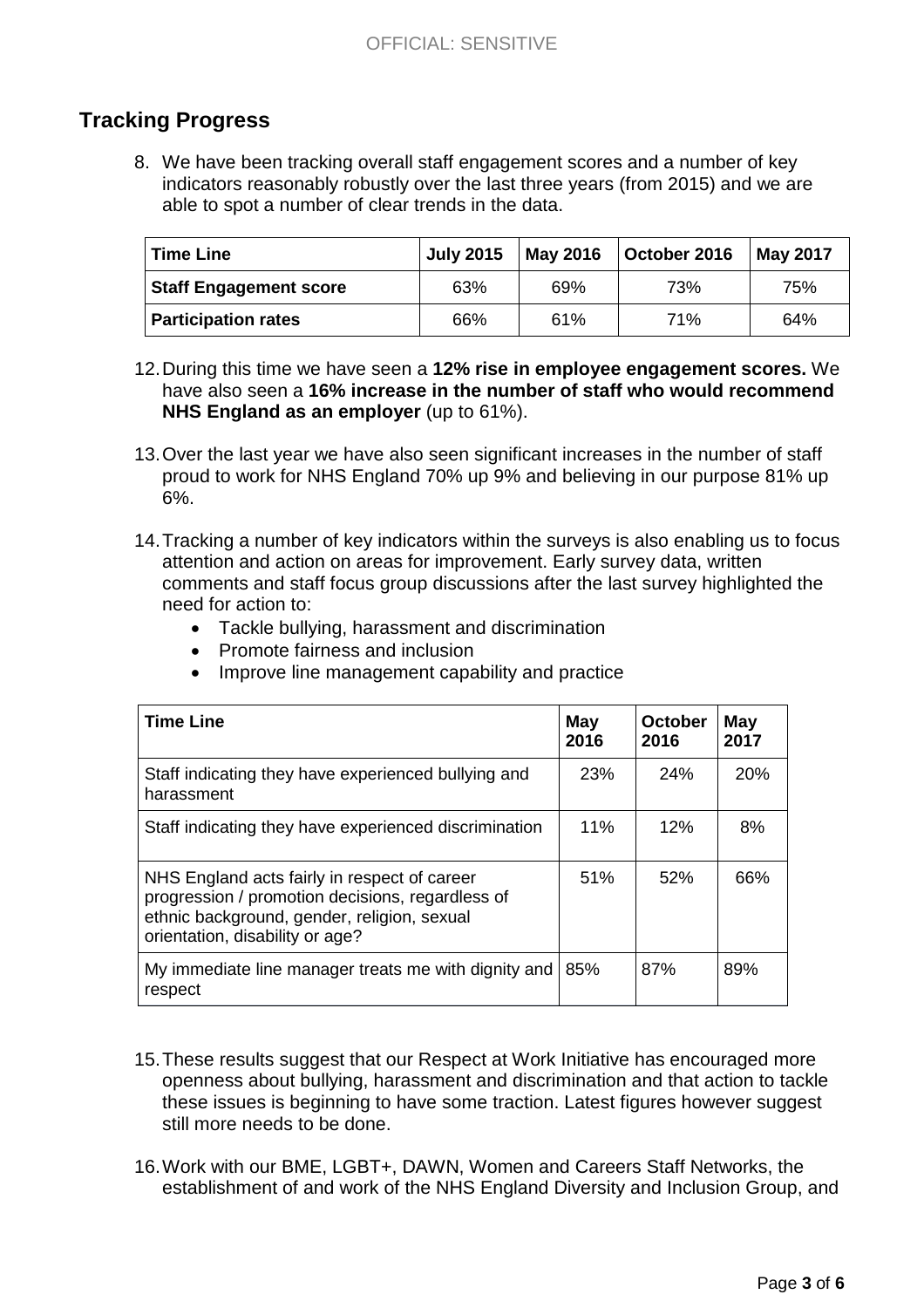## Tracking Progress

8. We have been tracking overall staff engagement scores and a number of key indicators reasonably robustly over the last three years (from 2015) and we are able to spot a number of clear trends in the data.

| Time Line | July 2015 | May 2016 | October 2016 | May 2017 |
|---|---|---|---|---|
| Staff Engagement score | 63% | 69% | 73% | 75% |
| Participation rates | 66% | 61% | 71% | 64% |

12. During this time we have seen a **12% rise in employee engagement scores.** We have also seen a **16% increase in the number of staff who would recommend NHS England as an employer** (up to 61%).

13. Over the last year we have also seen significant increases in the number of staff proud to work for NHS England 70% up 9% and believing in our purpose 81% up 6%.

14. Tracking a number of key indicators within the surveys is also enabling us to focus attention and action on areas for improvement. Early survey data, written comments and staff focus group discussions after the last survey highlighted the need for action to:
    - Tackle bullying, harassment and discrimination
    - Promote fairness and inclusion
    - Improve line management capability and practice

| Time Line | May 2016 | October 2016 | May 2017 |
|---|---|---|---|
| Staff indicating they have experienced bullying and harassment | 23% | 24% | 20% |
| Staff indicating they have experienced discrimination | 11% | 12% | 8% |
| NHS England acts fairly in respect of career progression / promotion decisions, regardless of ethnic background, gender, religion, sexual orientation, disability or age? | 51% | 52% | 66% |
| My immediate line manager treats me with dignity and respect | 85% | 87% | 89% |

15. These results suggest that our Respect at Work Initiative has encouraged more openness about bullying, harassment and discrimination and that action to tackle these issues is beginning to have some traction. Latest figures however suggest still more needs to be done.

16. Work with our BME, LGBT+, DAWN, Women and Careers Staff Networks, the establishment of and work of the NHS England Diversity and Inclusion Group, and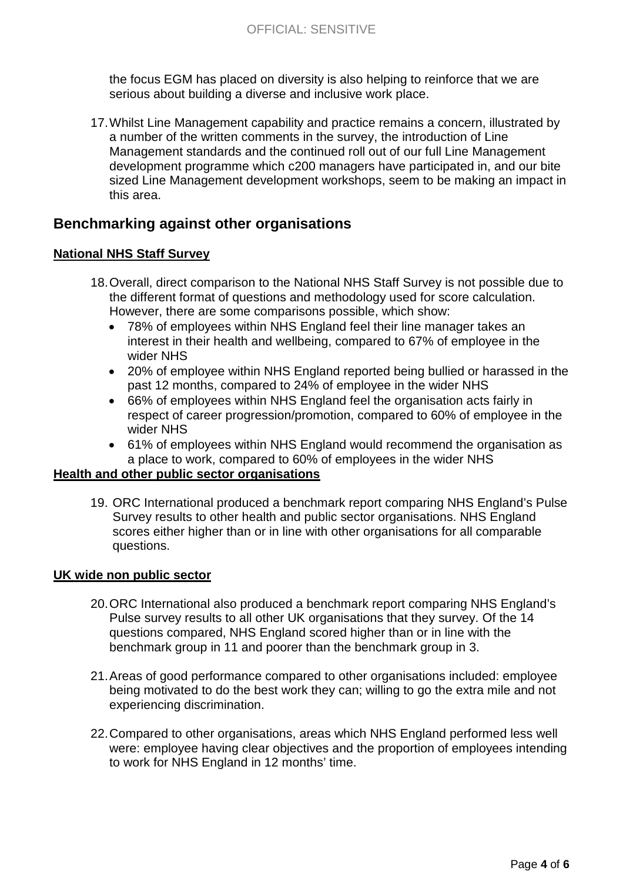the focus EGM has placed on diversity is also helping to reinforce that we are serious about building a diverse and inclusive work place.

17. Whilst Line Management capability and practice remains a concern, illustrated by a number of the written comments in the survey, the introduction of Line Management standards and the continued roll out of our full Line Management development programme which c200 managers have participated in, and our bite sized Line Management development workshops, seem to be making an impact in this area.

## Benchmarking against other organisations

### National NHS Staff Survey

18. Overall, direct comparison to the National NHS Staff Survey is not possible due to the different format of questions and methodology used for score calculation. However, there are some comparisons possible, which show:
    - 78% of employees within NHS England feel their line manager takes an interest in their health and wellbeing, compared to 67% of employee in the wider NHS
    - 20% of employee within NHS England reported being bullied or harassed in the past 12 months, compared to 24% of employee in the wider NHS
    - 66% of employees within NHS England feel the organisation acts fairly in respect of career progression/promotion, compared to 60% of employee in the wider NHS
    - 61% of employees within NHS England would recommend the organisation as a place to work, compared to 60% of employees in the wider NHS

### Health and other public sector organisations

19. ORC International produced a benchmark report comparing NHS England's Pulse Survey results to other health and public sector organisations. NHS England scores either higher than or in line with other organisations for all comparable questions.

### UK wide non public sector

20. ORC International also produced a benchmark report comparing NHS England's Pulse survey results to all other UK organisations that they survey. Of the 14 questions compared, NHS England scored higher than or in line with the benchmark group in 11 and poorer than the benchmark group in 3.

21. Areas of good performance compared to other organisations included: employee being motivated to do the best work they can; willing to go the extra mile and not experiencing discrimination.

22. Compared to other organisations, areas which NHS England performed less well were: employee having clear objectives and the proportion of employees intending to work for NHS England in 12 months' time.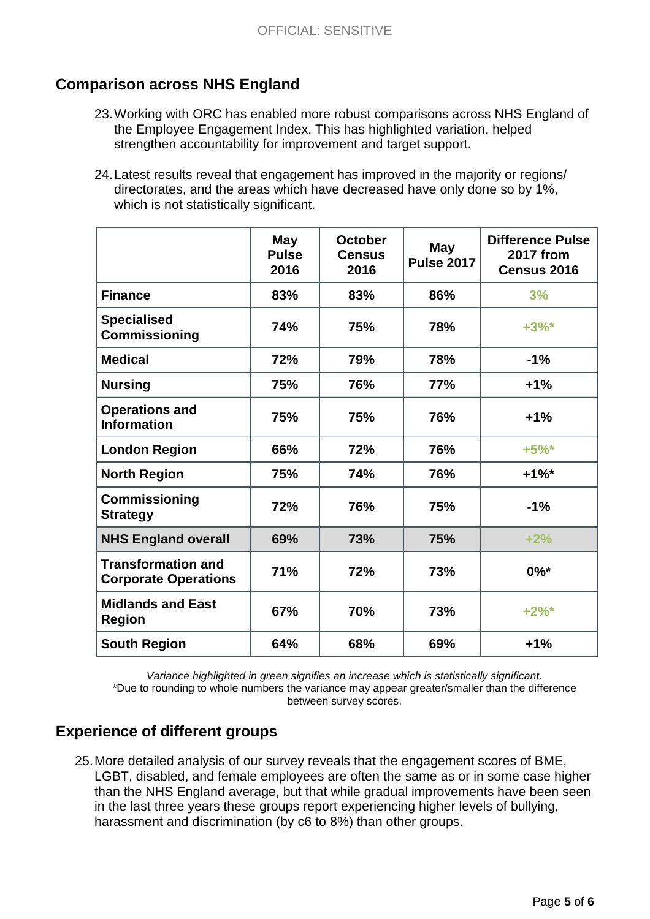## Comparison across NHS England

23. Working with ORC has enabled more robust comparisons across NHS England of the Employee Engagement Index. This has highlighted variation, helped strengthen accountability for improvement and target support.

24. Latest results reveal that engagement has improved in the majority or regions/ directorates, and the areas which have decreased have only done so by 1%, which is not statistically significant.

| | May Pulse 2016 | October Census 2016 | May Pulse 2017 | Difference Pulse 2017 from Census 2016 |
|---|---|---|---|---|
| **Finance** | 83% | 83% | 86% | 3% |
| **Specialised Commissioning** | 74% | 75% | 78% | +3%* |
| **Medical** | 72% | 79% | 78% | -1% |
| **Nursing** | 75% | 76% | 77% | +1% |
| **Operations and Information** | 75% | 75% | 76% | +1% |
| **London Region** | 66% | 72% | 76% | +5%* |
| **North Region** | 75% | 74% | 76% | +1%* |
| **Commissioning Strategy** | 72% | 76% | 75% | -1% |
| **NHS England overall** | 69% | 73% | 75% | +2% |
| **Transformation and Corporate Operations** | 71% | 72% | 73% | 0%* |
| **Midlands and East Region** | 67% | 70% | 73% | +2%* |
| **South Region** | 64% | 68% | 69% | +1% |

*Variance highlighted in green signifies an increase which is statistically significant.*
*Due to rounding to whole numbers the variance may appear greater/smaller than the difference between survey scores.

## Experience of different groups

25. More detailed analysis of our survey reveals that the engagement scores of BME, LGBT, disabled, and female employees are often the same as or in some case higher than the NHS England average, but that while gradual improvements have been seen in the last three years these groups report experiencing higher levels of bullying, harassment and discrimination (by c6 to 8%) than other groups.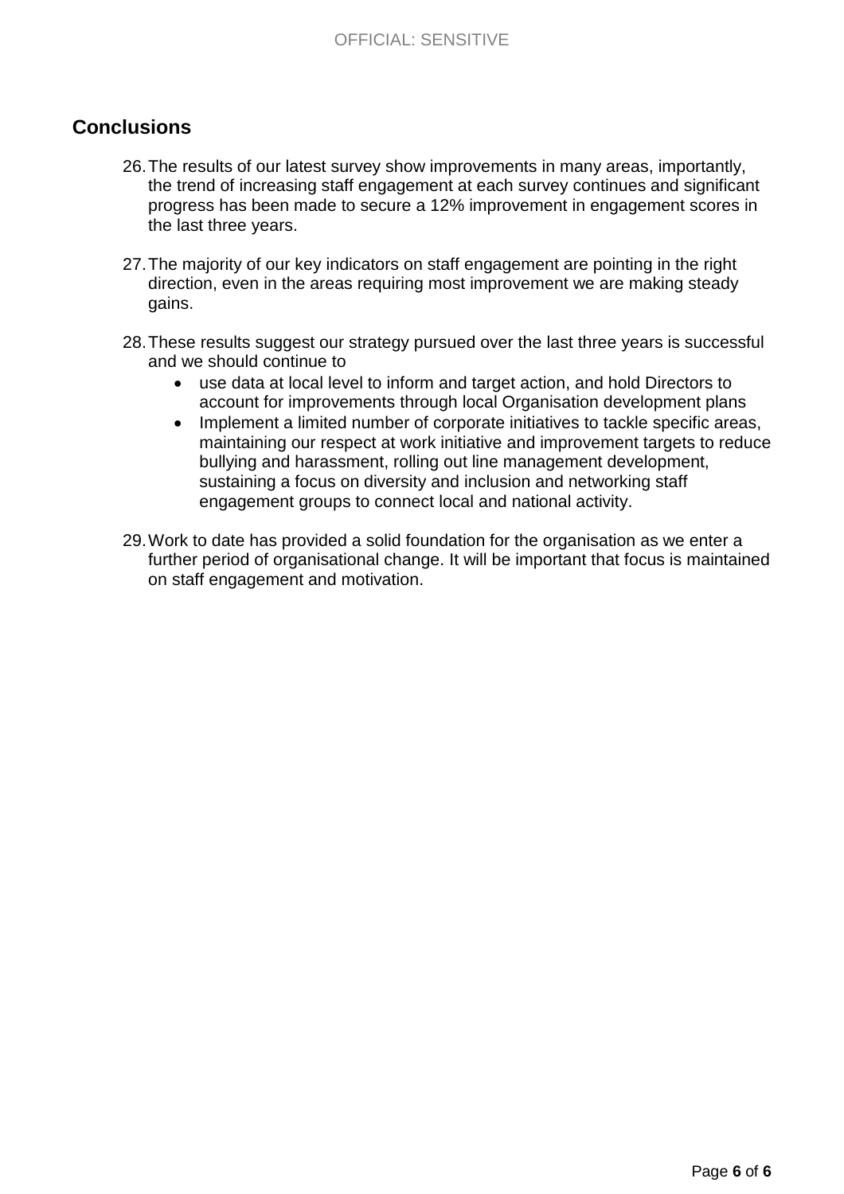## Conclusions

26. The results of our latest survey show improvements in many areas, importantly, the trend of increasing staff engagement at each survey continues and significant progress has been made to secure a 12% improvement in engagement scores in the last three years.

27. The majority of our key indicators on staff engagement are pointing in the right direction, even in the areas requiring most improvement we are making steady gains.

28. These results suggest our strategy pursued over the last three years is successful and we should continue to
    - use data at local level to inform and target action, and hold Directors to account for improvements through local Organisation development plans
    - Implement a limited number of corporate initiatives to tackle specific areas, maintaining our respect at work initiative and improvement targets to reduce bullying and harassment, rolling out line management development, sustaining a focus on diversity and inclusion and networking staff engagement groups to connect local and national activity.

29. Work to date has provided a solid foundation for the organisation as we enter a further period of organisational change. It will be important that focus is maintained on staff engagement and motivation.